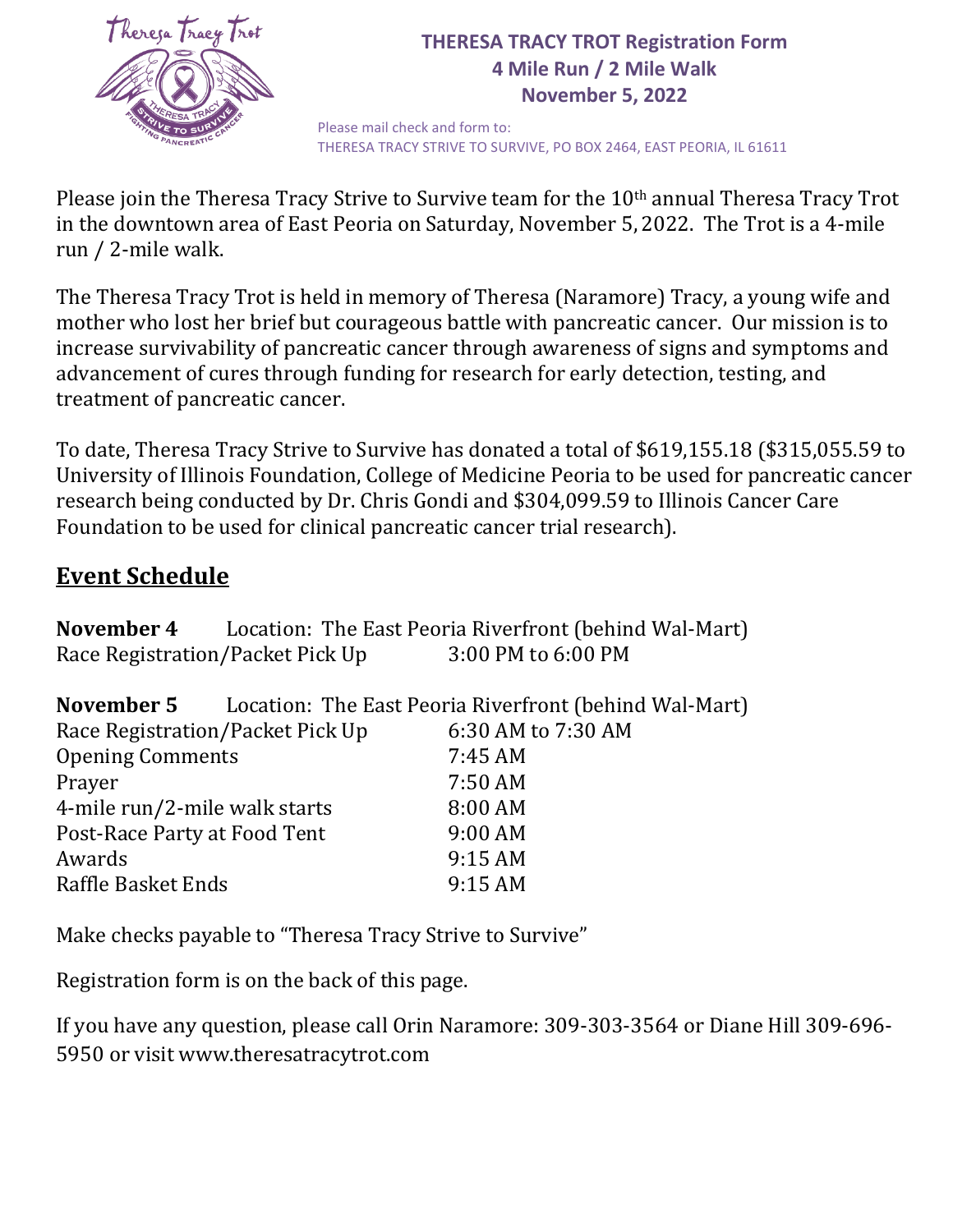# THERESA TRACY TROT Registration Form
## 4 Mile Run / 2 Mile Walk
## November 5, 2022

Please mail check and form to:
THERESA TRACY STRIVE TO SURVIVE, PO BOX 2464, EAST PEORIA, IL 61611

Please join the Theresa Tracy Strive to Survive team for the 10th annual Theresa Tracy Trot in the downtown area of East Peoria on Saturday, November 5, 2022. The Trot is a 4-mile run / 2-mile walk.

The Theresa Tracy Trot is held in memory of Theresa (Naramore) Tracy, a young wife and mother who lost her brief but courageous battle with pancreatic cancer. Our mission is to increase survivability of pancreatic cancer through awareness of signs and symptoms and advancement of cures through funding for research for early detection, testing, and treatment of pancreatic cancer.

To date, Theresa Tracy Strive to Survive has donated a total of $619,155.18 ($315,055.59 to University of Illinois Foundation, College of Medicine Peoria to be used for pancreatic cancer research being conducted by Dr. Chris Gondi and $304,099.59 to Illinois Cancer Care Foundation to be used for clinical pancreatic cancer trial research).

## Event Schedule

**November 4** Location: The East Peoria Riverfront (behind Wal-Mart)

| | |
|---|---|
| Race Registration/Packet Pick Up | 3:00 PM to 6:00 PM |

**November 5** Location: The East Peoria Riverfront (behind Wal-Mart)

| | |
|---|---|
| Race Registration/Packet Pick Up | 6:30 AM to 7:30 AM |
| Opening Comments | 7:45 AM |
| Prayer | 7:50 AM |
| 4-mile run/2-mile walk starts | 8:00 AM |
| Post-Race Party at Food Tent | 9:00 AM |
| Awards | 9:15 AM |
| Raffle Basket Ends | 9:15 AM |

Make checks payable to "Theresa Tracy Strive to Survive"

Registration form is on the back of this page.

If you have any question, please call Orin Naramore: 309-303-3564 or Diane Hill 309-696-5950 or visit www.theresatracytrot.com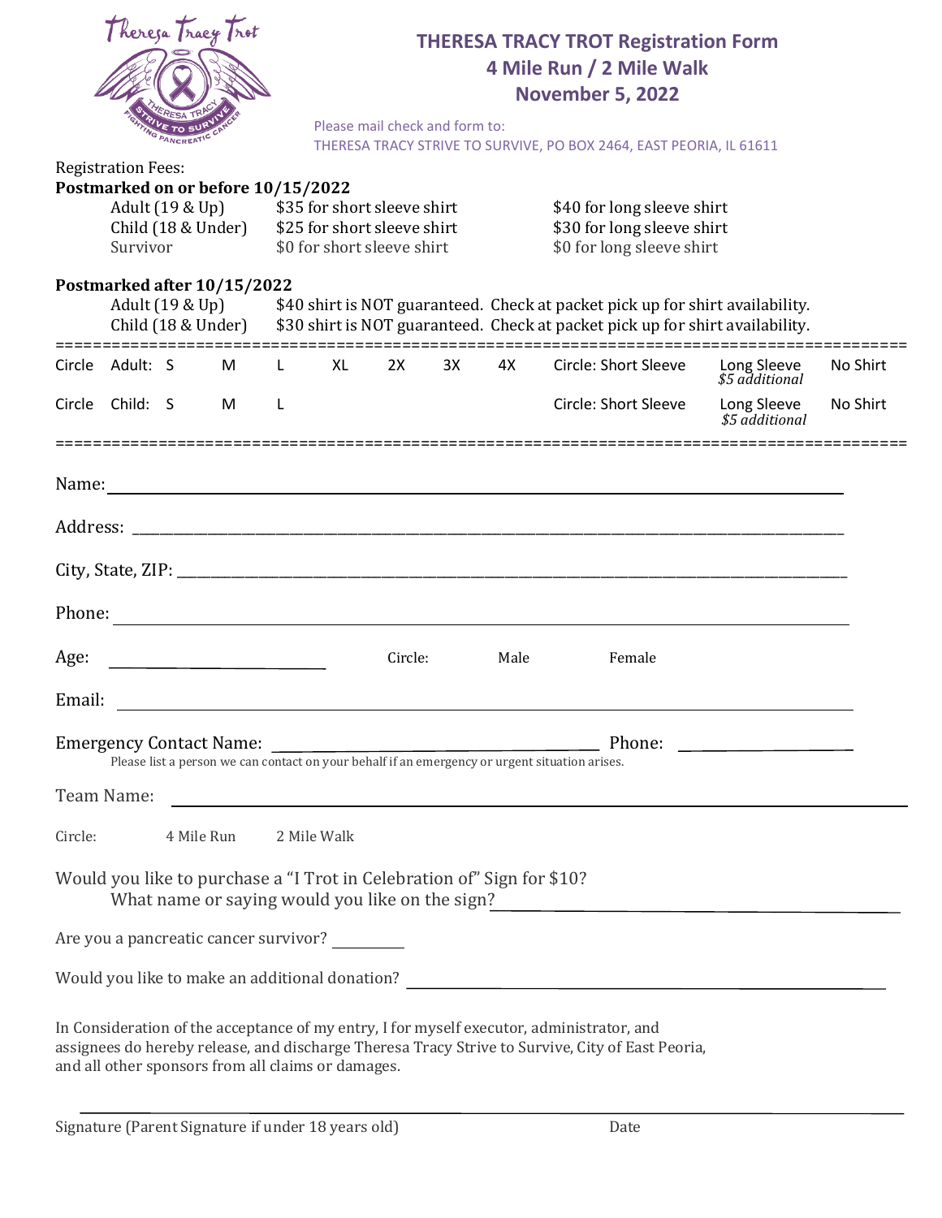# THERESA TRACY TROT Registration Form
## 4 Mile Run / 2 Mile Walk
## November 5, 2022

Please mail check and form to:
THERESA TRACY STRIVE TO SURVIVE, PO BOX 2464, EAST PEORIA, IL 61611

Registration Fees:

**Postmarked on or before 10/15/2022**

| | | |
|---|---|---|
| Adult (19 & Up) | $35 for short sleeve shirt | $40 for long sleeve shirt |
| Child (18 & Under) | $25 for short sleeve shirt | $30 for long sleeve shirt |
| Survivor | $0 for short sleeve shirt | $0 for long sleeve shirt |

**Postmarked after 10/15/2022**

| | |
|---|---|
| Adult (19 & Up) | $40 shirt is NOT guaranteed. Check at packet pick up for shirt availability. |
| Child (18 & Under) | $30 shirt is NOT guaranteed. Check at packet pick up for shirt availability. |

---

Circle Adult: S M L XL 2X 3X 4X Circle: Short Sleeve Long Sleeve *$5 additional* No Shirt

Circle Child: S M L Circle: Short Sleeve Long Sleeve *$5 additional* No Shirt

---

Name: ______________________________

Address: ______________________________

City, State, ZIP: ______________________________

Phone: ______________________________

Age: ______________ Circle: Male Female

Email: ______________________________

Emergency Contact Name: ______________________ Phone: ______________

Please list a person we can contact on your behalf if an emergency or urgent situation arises.

Team Name: ______________________________

Circle: 4 Mile Run 2 Mile Walk

Would you like to purchase a "I Trot in Celebration of" Sign for $10?
What name or saying would you like on the sign? ______________________________

Are you a pancreatic cancer survivor? __________

Would you like to make an additional donation? ______________________________

In Consideration of the acceptance of my entry, I for myself executor, administrator, and assignees do hereby release, and discharge Theresa Tracy Strive to Survive, City of East Peoria, and all other sponsors from all claims or damages.

______________________________

Signature (Parent Signature if under 18 years old) Date